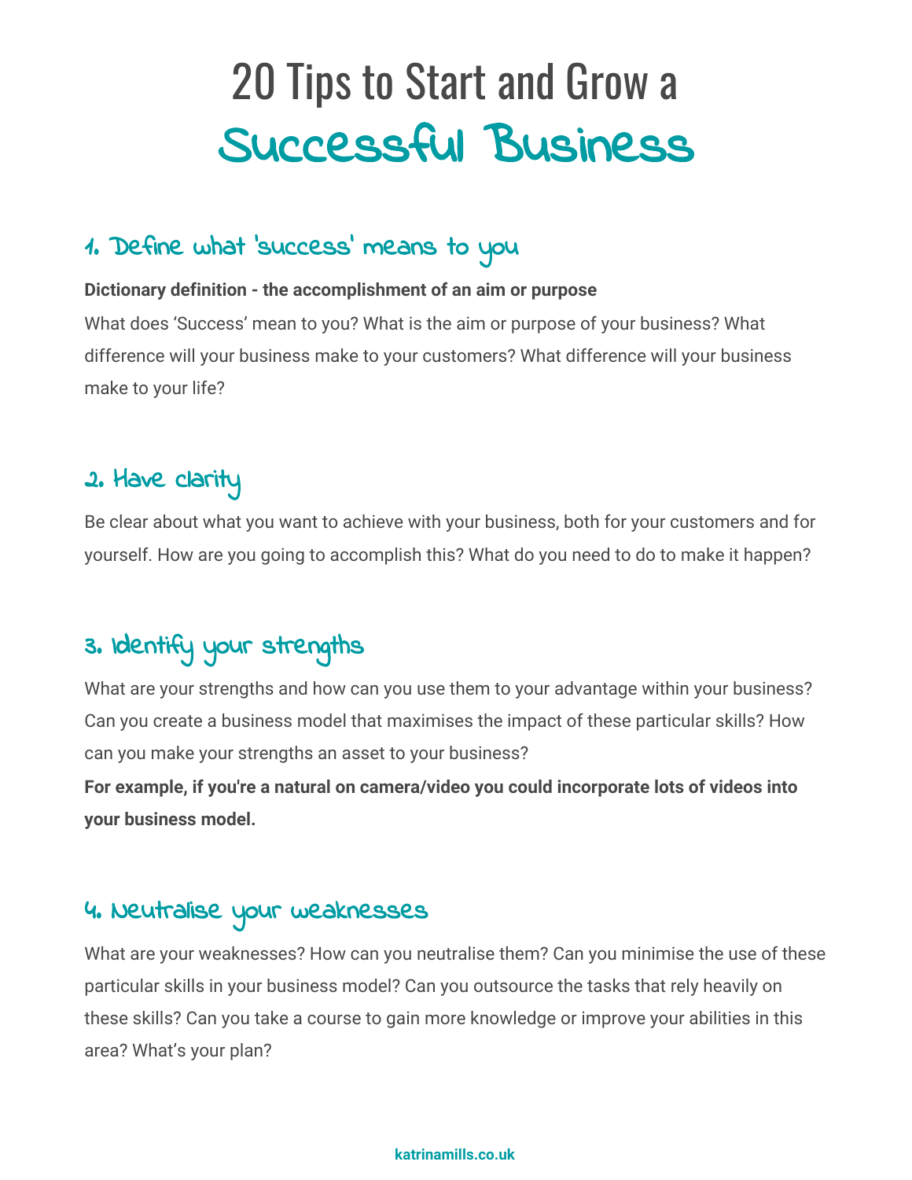# 20 Tips to Start and Grow a Successful Business

## 1. Define what 'success' means to you

**Dictionary definition - the accomplishment of an aim or purpose**

What does 'Success' mean to you? What is the aim or purpose of your business? What difference will your business make to your customers? What difference will your business make to your life?

## 2. Have clarity

Be clear about what you want to achieve with your business, both for your customers and for yourself. How are you going to accomplish this? What do you need to do to make it happen?

## 3. Identify your strengths

What are your strengths and how can you use them to your advantage within your business? Can you create a business model that maximises the impact of these particular skills? How can you make your strengths an asset to your business?

**For example, if you're a natural on camera/video you could incorporate lots of videos into your business model.**

## 4. Neutralise your weaknesses

What are your weaknesses? How can you neutralise them? Can you minimise the use of these particular skills in your business model? Can you outsource the tasks that rely heavily on these skills? Can you take a course to gain more knowledge or improve your abilities in this area? What's your plan?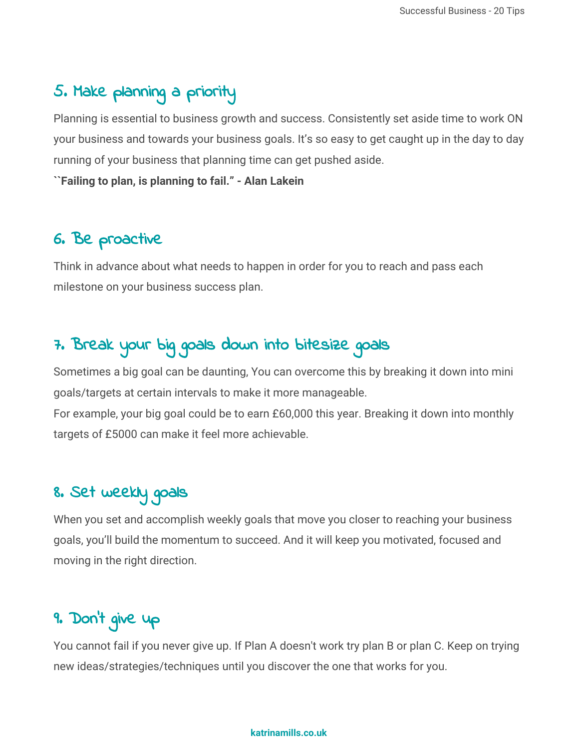## 5. Make planning a priority

Planning is essential to business growth and success. Consistently set aside time to work ON your business and towards your business goals. It's so easy to get caught up in the day to day running of your business that planning time can get pushed aside.

**``Failing to plan, is planning to fail." - Alan Lakein**

## 6. Be proactive

Think in advance about what needs to happen in order for you to reach and pass each milestone on your business success plan.

## 7. Break your big goals down into bitesize goals

Sometimes a big goal can be daunting, You can overcome this by breaking it down into mini goals/targets at certain intervals to make it more manageable.

For example, your big goal could be to earn £60,000 this year. Breaking it down into monthly targets of £5000 can make it feel more achievable.

## 8. Set weekly goals

When you set and accomplish weekly goals that move you closer to reaching your business goals, you'll build the momentum to succeed. And it will keep you motivated, focused and moving in the right direction.

## 9. Don't give up

You cannot fail if you never give up. If Plan A doesn't work try plan B or plan C. Keep on trying new ideas/strategies/techniques until you discover the one that works for you.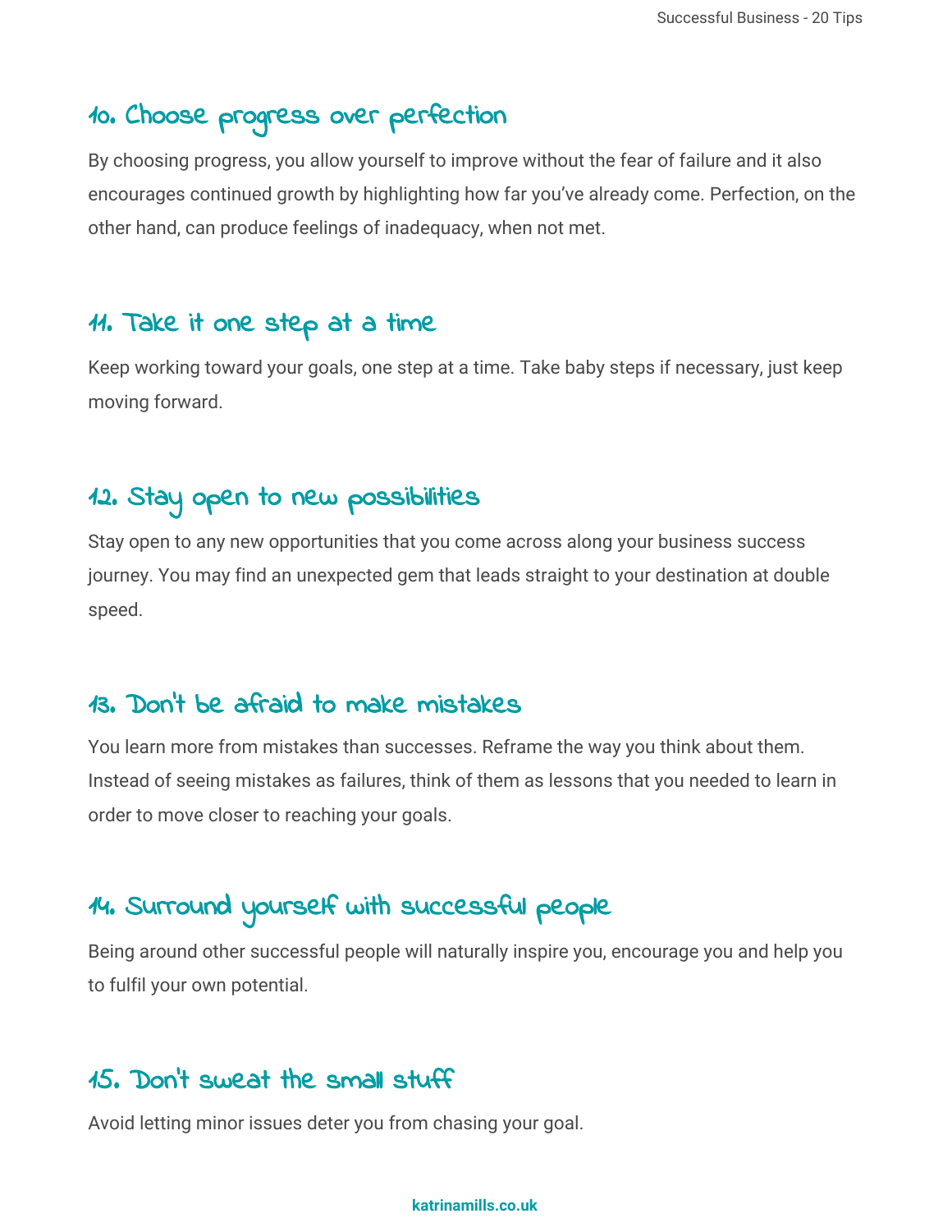## 10. Choose progress over perfection

By choosing progress, you allow yourself to improve without the fear of failure and it also encourages continued growth by highlighting how far you've already come. Perfection, on the other hand, can produce feelings of inadequacy, when not met.

## 11. Take it one step at a time

Keep working toward your goals, one step at a time. Take baby steps if necessary, just keep moving forward.

## 12. Stay open to new possibilities

Stay open to any new opportunities that you come across along your business success journey. You may find an unexpected gem that leads straight to your destination at double speed.

## 13. Don't be afraid to make mistakes

You learn more from mistakes than successes. Reframe the way you think about them. Instead of seeing mistakes as failures, think of them as lessons that you needed to learn in order to move closer to reaching your goals.

## 14. Surround yourself with successful people

Being around other successful people will naturally inspire you, encourage you and help you to fulfil your own potential.

## 15. Don't sweat the small stuff

Avoid letting minor issues deter you from chasing your goal.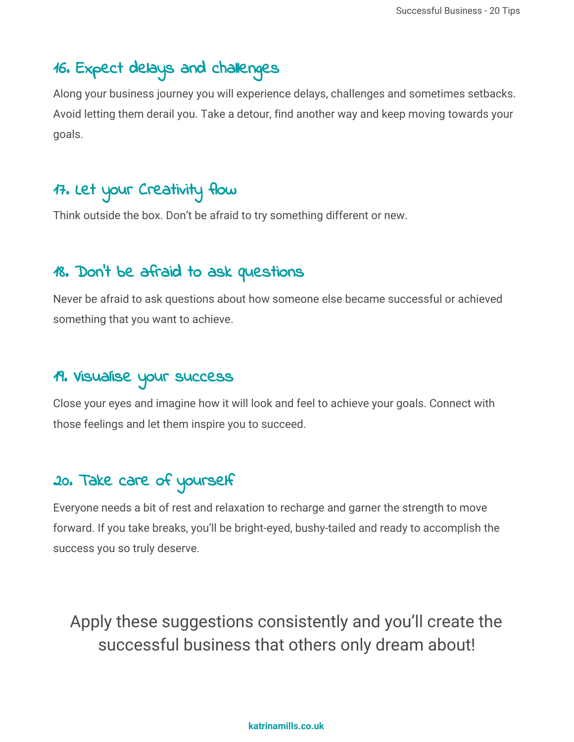## 16. Expect delays and challenges

Along your business journey you will experience delays, challenges and sometimes setbacks. Avoid letting them derail you. Take a detour, find another way and keep moving towards your goals.

## 17. Let your Creativity flow

Think outside the box. Don't be afraid to try something different or new.

## 18. Don't be afraid to ask questions

Never be afraid to ask questions about how someone else became successful or achieved something that you want to achieve.

## 19. Visualise your success

Close your eyes and imagine how it will look and feel to achieve your goals. Connect with those feelings and let them inspire you to succeed.

## 20. Take care of yourself

Everyone needs a bit of rest and relaxation to recharge and garner the strength to move forward. If you take breaks, you'll be bright-eyed, bushy-tailed and ready to accomplish the success you so truly deserve.

Apply these suggestions consistently and you'll create the successful business that others only dream about!

**katrinamills.co.uk**